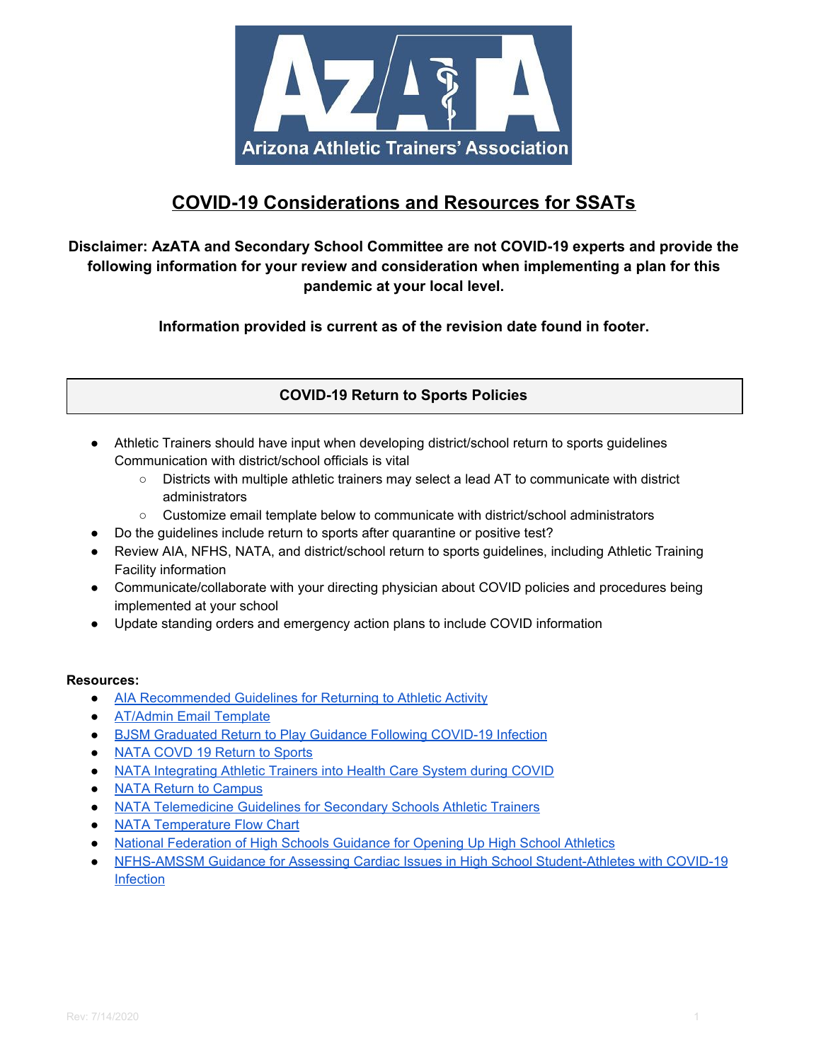# COVID-19 Considerations and Resources for SSATs

**Disclaimer: AzATA and Secondary School Committee are not COVID-19 experts and provide the following information for your review and consideration when implementing a plan for this pandemic at your local level.**

**Information provided is current as of the revision date found in footer.**

## COVID-19 Return to Sports Policies

- Athletic Trainers should have input when developing district/school return to sports guidelines Communication with district/school officials is vital
  - Districts with multiple athletic trainers may select a lead AT to communicate with district administrators
  - Customize email template below to communicate with district/school administrators
- Do the guidelines include return to sports after quarantine or positive test?
- Review AIA, NFHS, NATA, and district/school return to sports guidelines, including Athletic Training Facility information
- Communicate/collaborate with your directing physician about COVID policies and procedures being implemented at your school
- Update standing orders and emergency action plans to include COVID information

**Resources:**

- AIA Recommended Guidelines for Returning to Athletic Activity
- AT/Admin Email Template
- BJSM Graduated Return to Play Guidance Following COVID-19 Infection
- NATA COVD 19 Return to Sports
- NATA Integrating Athletic Trainers into Health Care System during COVID
- NATA Return to Campus
- NATA Telemedicine Guidelines for Secondary Schools Athletic Trainers
- NATA Temperature Flow Chart
- National Federation of High Schools Guidance for Opening Up High School Athletics
- NFHS-AMSSM Guidance for Assessing Cardiac Issues in High School Student-Athletes with COVID-19 Infection

Rev: 7/14/2020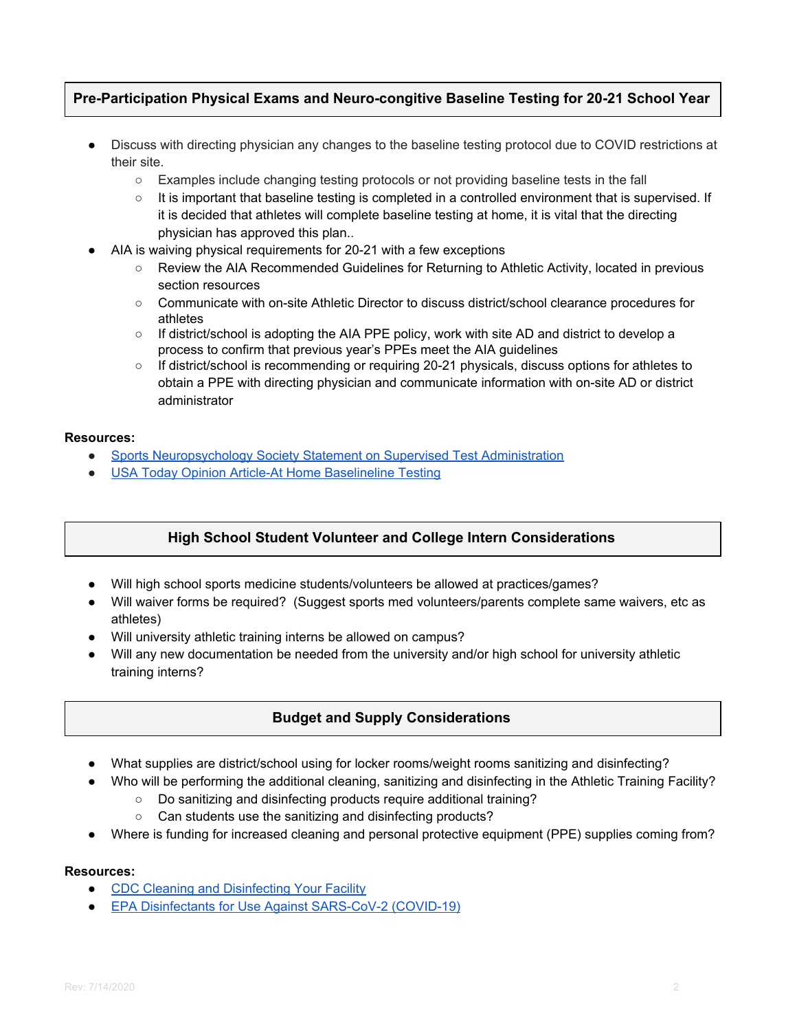## Pre-Participation Physical Exams and Neuro-cogitive Baseline Testing for 20-21 School Year

- Discuss with directing physician any changes to the baseline testing protocol due to COVID restrictions at their site.
  - Examples include changing testing protocols or not providing baseline tests in the fall
  - It is important that baseline testing is completed in a controlled environment that is supervised. If it is decided that athletes will complete baseline testing at home, it is vital that the directing physician has approved this plan..
- AIA is waiving physical requirements for 20-21 with a few exceptions
  - Review the AIA Recommended Guidelines for Returning to Athletic Activity, located in previous section resources
  - Communicate with on-site Athletic Director to discuss district/school clearance procedures for athletes
  - If district/school is adopting the AIA PPE policy, work with site AD and district to develop a process to confirm that previous year's PPEs meet the AIA guidelines
  - If district/school is recommending or requiring 20-21 physicals, discuss options for athletes to obtain a PPE with directing physician and communicate information with on-site AD or district administrator

**Resources:**

- Sports Neuropsychology Society Statement on Supervised Test Administration
- USA Today Opinion Article-At Home Baselineline Testing

## High School Student Volunteer and College Intern Considerations

- Will high school sports medicine students/volunteers be allowed at practices/games?
- Will waiver forms be required? (Suggest sports med volunteers/parents complete same waivers, etc as athletes)
- Will university athletic training interns be allowed on campus?
- Will any new documentation be needed from the university and/or high school for university athletic training interns?

## Budget and Supply Considerations

- What supplies are district/school using for locker rooms/weight rooms sanitizing and disinfecting?
- Who will be performing the additional cleaning, sanitizing and disinfecting in the Athletic Training Facility?
  - Do sanitizing and disinfecting products require additional training?
  - Can students use the sanitizing and disinfecting products?
- Where is funding for increased cleaning and personal protective equipment (PPE) supplies coming from?

**Resources:**

- CDC Cleaning and Disinfecting Your Facility
- EPA Disinfectants for Use Against SARS-CoV-2 (COVID-19)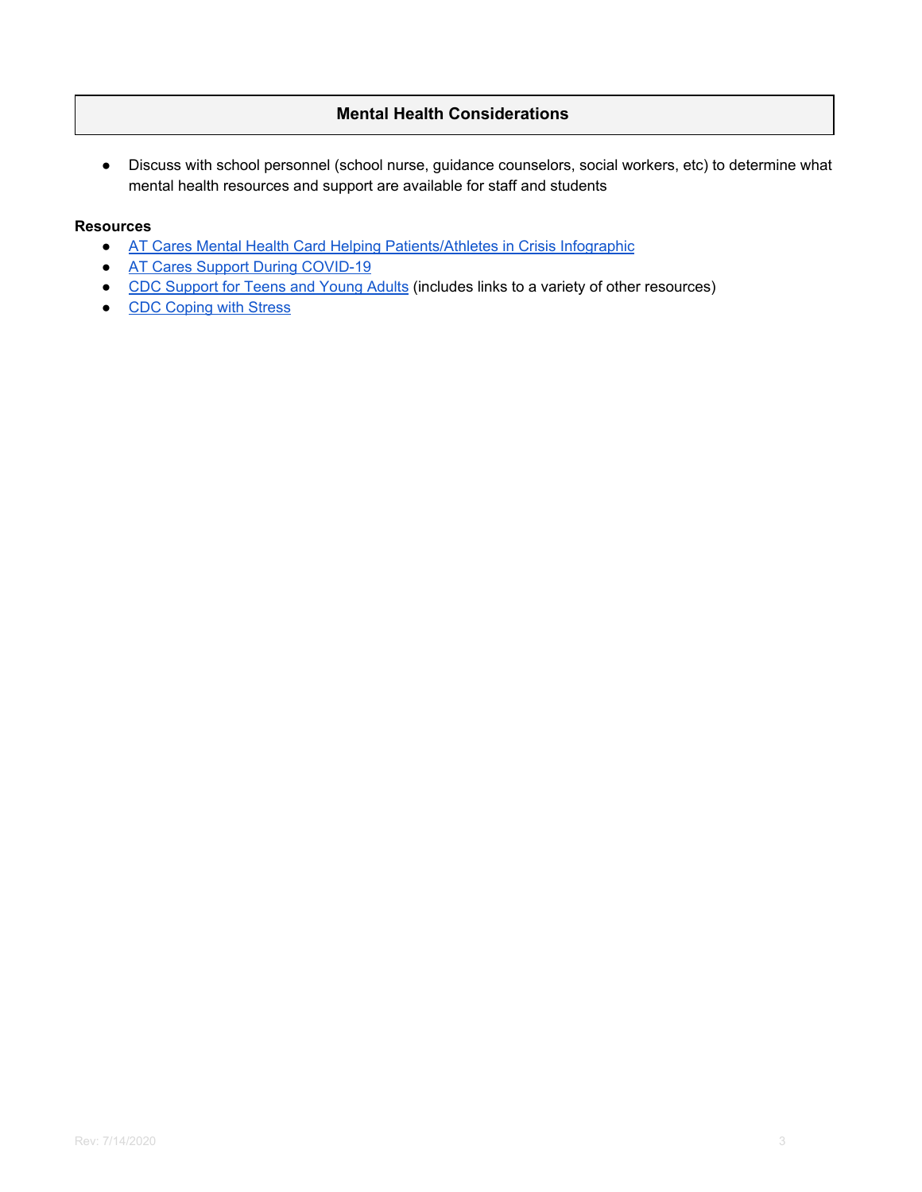## Mental Health Considerations

- Discuss with school personnel (school nurse, guidance counselors, social workers, etc) to determine what mental health resources and support are available for staff and students

**Resources**

- AT Cares Mental Health Card Helping Patients/Athletes in Crisis Infographic
- AT Cares Support During COVID-19
- CDC Support for Teens and Young Adults (includes links to a variety of other resources)
- CDC Coping with Stress